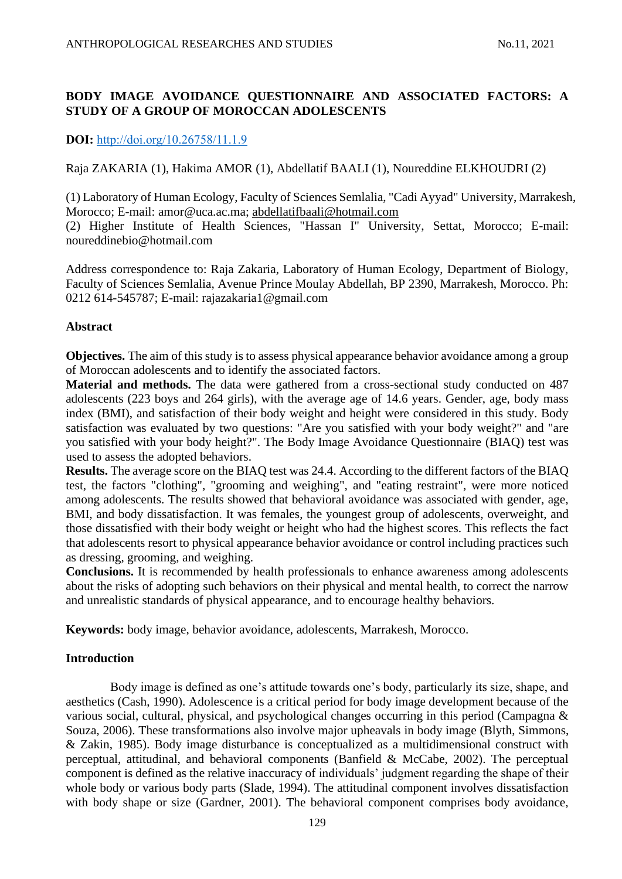# BODY IMAGE AVOIDANCE QUESTIONNAIRE AND ASSOCIATED FACTORS: A STUDY OF A GROUP OF MOROCCAN ADOLESCENTS

**DOI:** http://doi.org/10.26758/11.1.9

Raja ZAKARIA (1), Hakima AMOR (1), Abdellatif BAALI (1), Noureddine ELKHOUDRI (2)

(1) Laboratory of Human Ecology, Faculty of Sciences Semlalia, "Cadi Ayyad" University, Marrakesh, Morocco; E-mail: amor@uca.ac.ma; abdellatifbaali@hotmail.com
(2) Higher Institute of Health Sciences, "Hassan I" University, Settat, Morocco; E-mail: noureddinebio@hotmail.com

Address correspondence to: Raja Zakaria, Laboratory of Human Ecology, Department of Biology, Faculty of Sciences Semlalia, Avenue Prince Moulay Abdellah, BP 2390, Marrakesh, Morocco. Ph: 0212 614-545787; E-mail: rajazakaria1@gmail.com

## Abstract

**Objectives.** The aim of this study is to assess physical appearance behavior avoidance among a group of Moroccan adolescents and to identify the associated factors.
**Material and methods.** The data were gathered from a cross-sectional study conducted on 487 adolescents (223 boys and 264 girls), with the average age of 14.6 years. Gender, age, body mass index (BMI), and satisfaction of their body weight and height were considered in this study. Body satisfaction was evaluated by two questions: "Are you satisfied with your body weight?" and "are you satisfied with your body height?". The Body Image Avoidance Questionnaire (BIAQ) test was used to assess the adopted behaviors.
**Results.** The average score on the BIAQ test was 24.4. According to the different factors of the BIAQ test, the factors "clothing", "grooming and weighing", and "eating restraint", were more noticed among adolescents. The results showed that behavioral avoidance was associated with gender, age, BMI, and body dissatisfaction. It was females, the youngest group of adolescents, overweight, and those dissatisfied with their body weight or height who had the highest scores. This reflects the fact that adolescents resort to physical appearance behavior avoidance or control including practices such as dressing, grooming, and weighing.
**Conclusions.** It is recommended by health professionals to enhance awareness among adolescents about the risks of adopting such behaviors on their physical and mental health, to correct the narrow and unrealistic standards of physical appearance, and to encourage healthy behaviors.

**Keywords:** body image, behavior avoidance, adolescents, Marrakesh, Morocco.

## Introduction

Body image is defined as one's attitude towards one's body, particularly its size, shape, and aesthetics (Cash, 1990). Adolescence is a critical period for body image development because of the various social, cultural, physical, and psychological changes occurring in this period (Campagna & Souza, 2006). These transformations also involve major upheavals in body image (Blyth, Simmons, & Zakin, 1985). Body image disturbance is conceptualized as a multidimensional construct with perceptual, attitudinal, and behavioral components (Banfield & McCabe, 2002). The perceptual component is defined as the relative inaccuracy of individuals' judgment regarding the shape of their whole body or various body parts (Slade, 1994). The attitudinal component involves dissatisfaction with body shape or size (Gardner, 2001). The behavioral component comprises body avoidance,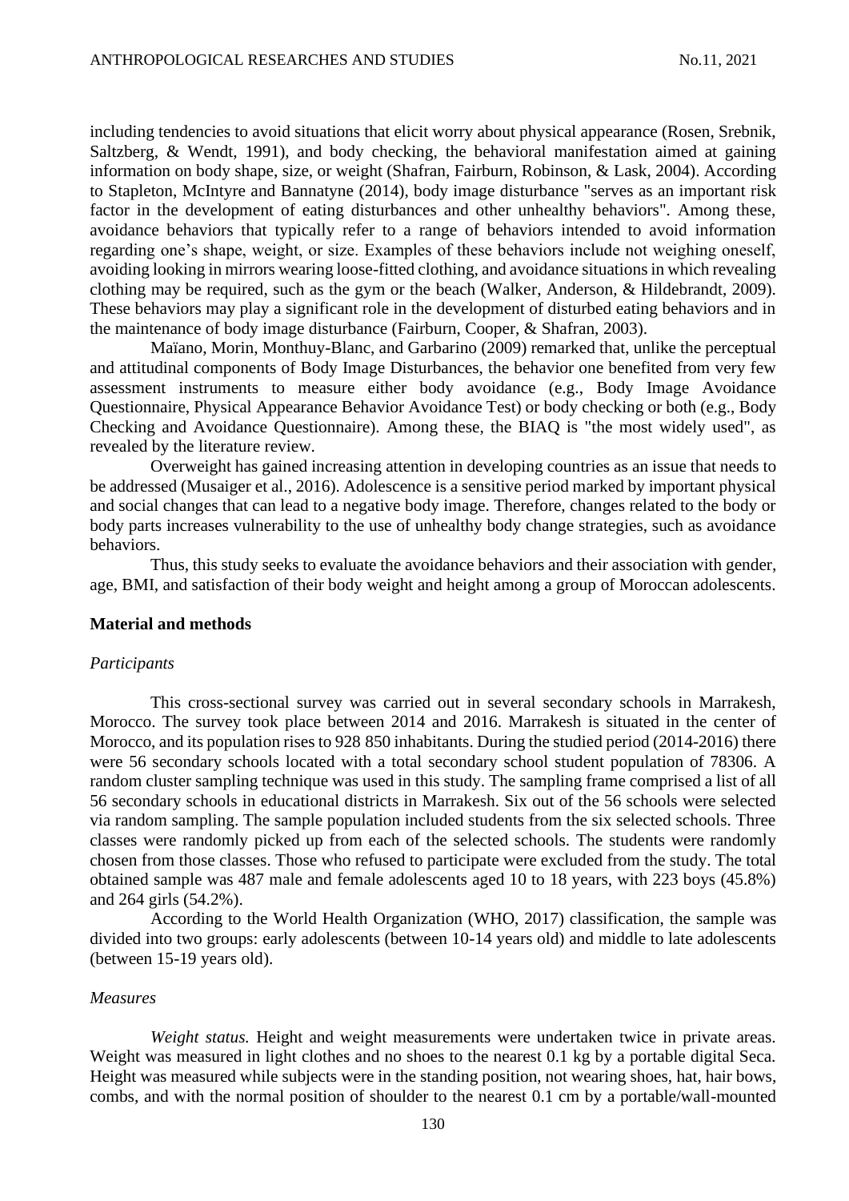including tendencies to avoid situations that elicit worry about physical appearance (Rosen, Srebnik, Saltzberg, & Wendt, 1991), and body checking, the behavioral manifestation aimed at gaining information on body shape, size, or weight (Shafran, Fairburn, Robinson, & Lask, 2004). According to Stapleton, McIntyre and Bannatyne (2014), body image disturbance "serves as an important risk factor in the development of eating disturbances and other unhealthy behaviors". Among these, avoidance behaviors that typically refer to a range of behaviors intended to avoid information regarding one's shape, weight, or size. Examples of these behaviors include not weighing oneself, avoiding looking in mirrors wearing loose-fitted clothing, and avoidance situations in which revealing clothing may be required, such as the gym or the beach (Walker, Anderson, & Hildebrandt, 2009). These behaviors may play a significant role in the development of disturbed eating behaviors and in the maintenance of body image disturbance (Fairburn, Cooper, & Shafran, 2003).

Maïano, Morin, Monthuy-Blanc, and Garbarino (2009) remarked that, unlike the perceptual and attitudinal components of Body Image Disturbances, the behavior one benefited from very few assessment instruments to measure either body avoidance (e.g., Body Image Avoidance Questionnaire, Physical Appearance Behavior Avoidance Test) or body checking or both (e.g., Body Checking and Avoidance Questionnaire). Among these, the BIAQ is "the most widely used", as revealed by the literature review.

Overweight has gained increasing attention in developing countries as an issue that needs to be addressed (Musaiger et al., 2016). Adolescence is a sensitive period marked by important physical and social changes that can lead to a negative body image. Therefore, changes related to the body or body parts increases vulnerability to the use of unhealthy body change strategies, such as avoidance behaviors.

Thus, this study seeks to evaluate the avoidance behaviors and their association with gender, age, BMI, and satisfaction of their body weight and height among a group of Moroccan adolescents.

## Material and methods

### *Participants*

This cross-sectional survey was carried out in several secondary schools in Marrakesh, Morocco. The survey took place between 2014 and 2016. Marrakesh is situated in the center of Morocco, and its population rises to 928 850 inhabitants. During the studied period (2014-2016) there were 56 secondary schools located with a total secondary school student population of 78306. A random cluster sampling technique was used in this study. The sampling frame comprised a list of all 56 secondary schools in educational districts in Marrakesh. Six out of the 56 schools were selected via random sampling. The sample population included students from the six selected schools. Three classes were randomly picked up from each of the selected schools. The students were randomly chosen from those classes. Those who refused to participate were excluded from the study. The total obtained sample was 487 male and female adolescents aged 10 to 18 years, with 223 boys (45.8%) and 264 girls (54.2%).

According to the World Health Organization (WHO, 2017) classification, the sample was divided into two groups: early adolescents (between 10-14 years old) and middle to late adolescents (between 15-19 years old).

### *Measures*

*Weight status.* Height and weight measurements were undertaken twice in private areas. Weight was measured in light clothes and no shoes to the nearest 0.1 kg by a portable digital Seca. Height was measured while subjects were in the standing position, not wearing shoes, hat, hair bows, combs, and with the normal position of shoulder to the nearest 0.1 cm by a portable/wall-mounted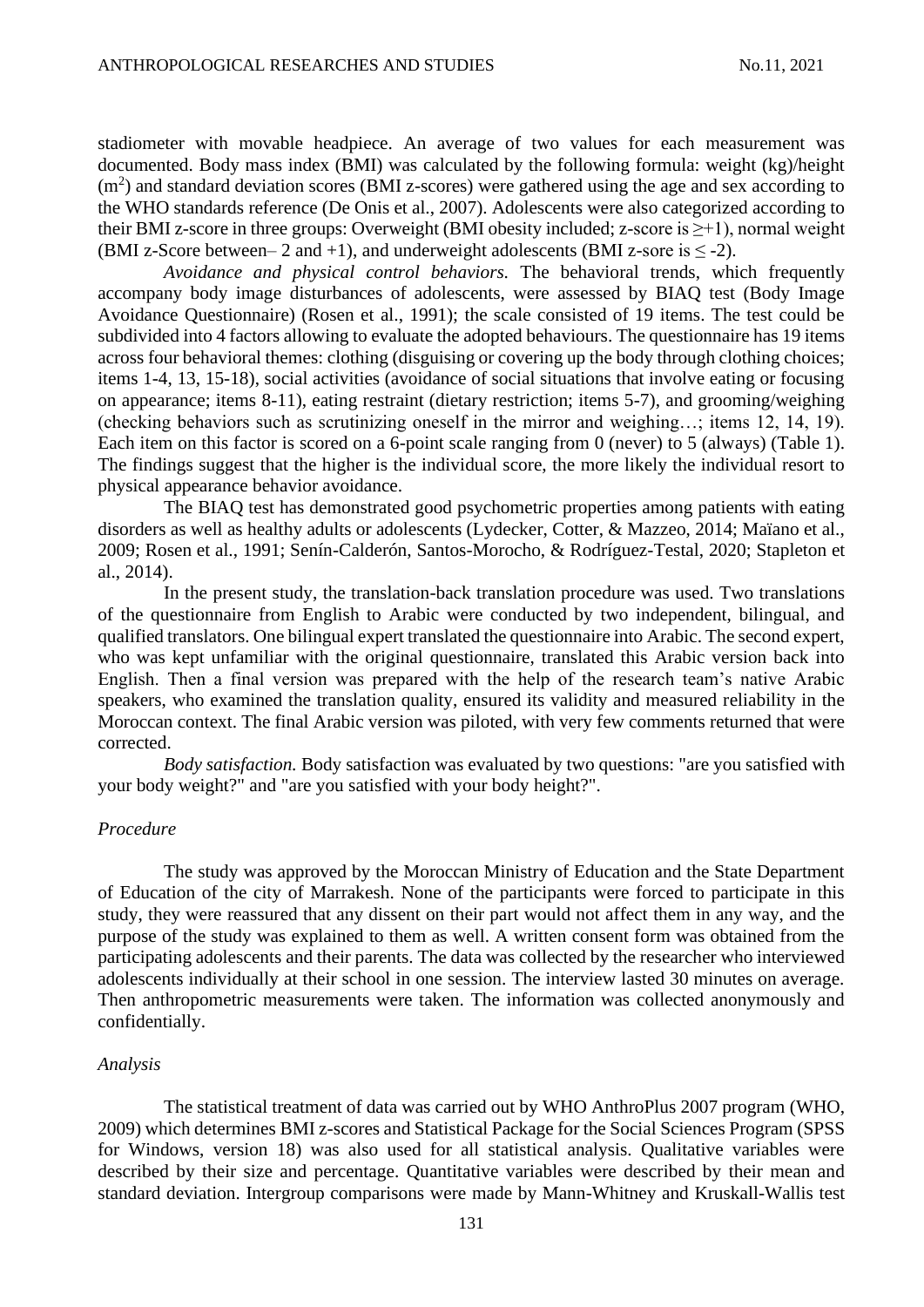stadiometer with movable headpiece. An average of two values for each measurement was documented. Body mass index (BMI) was calculated by the following formula: weight (kg)/height ($m^2$) and standard deviation scores (BMI z-scores) were gathered using the age and sex according to the WHO standards reference (De Onis et al., 2007). Adolescents were also categorized according to their BMI z-score in three groups: Overweight (BMI obesity included; z-score is $\geq$+1), normal weight (BMI z-Score between– 2 and +1), and underweight adolescents (BMI z-sore is $\leq$ -2).

*Avoidance and physical control behaviors.* The behavioral trends, which frequently accompany body image disturbances of adolescents, were assessed by BIAQ test (Body Image Avoidance Questionnaire) (Rosen et al., 1991); the scale consisted of 19 items. The test could be subdivided into 4 factors allowing to evaluate the adopted behaviours. The questionnaire has 19 items across four behavioral themes: clothing (disguising or covering up the body through clothing choices; items 1-4, 13, 15-18), social activities (avoidance of social situations that involve eating or focusing on appearance; items 8-11), eating restraint (dietary restriction; items 5-7), and grooming/weighing (checking behaviors such as scrutinizing oneself in the mirror and weighing…; items 12, 14, 19). Each item on this factor is scored on a 6-point scale ranging from 0 (never) to 5 (always) (Table 1). The findings suggest that the higher is the individual score, the more likely the individual resort to physical appearance behavior avoidance.

The BIAQ test has demonstrated good psychometric properties among patients with eating disorders as well as healthy adults or adolescents (Lydecker, Cotter, & Mazzeo, 2014; Maïano et al., 2009; Rosen et al., 1991; Senín-Calderón, Santos-Morocho, & Rodríguez-Testal, 2020; Stapleton et al., 2014).

In the present study, the translation-back translation procedure was used. Two translations of the questionnaire from English to Arabic were conducted by two independent, bilingual, and qualified translators. One bilingual expert translated the questionnaire into Arabic. The second expert, who was kept unfamiliar with the original questionnaire, translated this Arabic version back into English. Then a final version was prepared with the help of the research team's native Arabic speakers, who examined the translation quality, ensured its validity and measured reliability in the Moroccan context. The final Arabic version was piloted, with very few comments returned that were corrected.

*Body satisfaction.* Body satisfaction was evaluated by two questions: "are you satisfied with your body weight?" and "are you satisfied with your body height?".

*Procedure*

The study was approved by the Moroccan Ministry of Education and the State Department of Education of the city of Marrakesh. None of the participants were forced to participate in this study, they were reassured that any dissent on their part would not affect them in any way, and the purpose of the study was explained to them as well. A written consent form was obtained from the participating adolescents and their parents. The data was collected by the researcher who interviewed adolescents individually at their school in one session. The interview lasted 30 minutes on average. Then anthropometric measurements were taken. The information was collected anonymously and confidentially.

*Analysis*

The statistical treatment of data was carried out by WHO AnthroPlus 2007 program (WHO, 2009) which determines BMI z-scores and Statistical Package for the Social Sciences Program (SPSS for Windows, version 18) was also used for all statistical analysis. Qualitative variables were described by their size and percentage. Quantitative variables were described by their mean and standard deviation. Intergroup comparisons were made by Mann-Whitney and Kruskall-Wallis test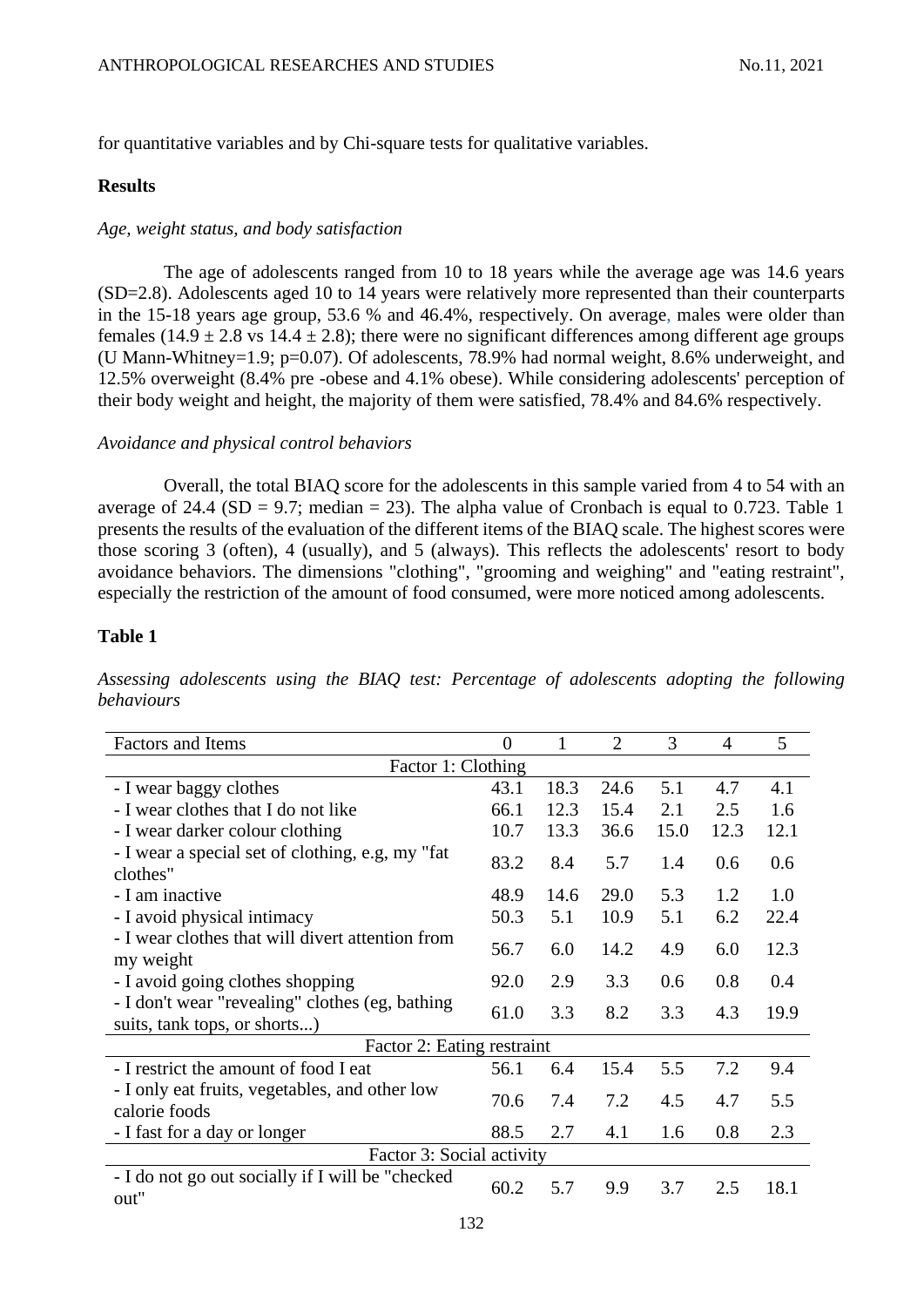for quantitative variables and by Chi-square tests for qualitative variables.

## Results

*Age, weight status, and body satisfaction*

The age of adolescents ranged from 10 to 18 years while the average age was 14.6 years (SD=2.8). Adolescents aged 10 to 14 years were relatively more represented than their counterparts in the 15-18 years age group, 53.6 % and 46.4%, respectively. On average, males were older than females (14.9 ± 2.8 vs 14.4 ± 2.8); there were no significant differences among different age groups (U Mann-Whitney=1.9; p=0.07). Of adolescents, 78.9% had normal weight, 8.6% underweight, and 12.5% overweight (8.4% pre -obese and 4.1% obese). While considering adolescents' perception of their body weight and height, the majority of them were satisfied, 78.4% and 84.6% respectively.

*Avoidance and physical control behaviors*

Overall, the total BIAQ score for the adolescents in this sample varied from 4 to 54 with an average of 24.4 (SD = 9.7; median = 23). The alpha value of Cronbach is equal to 0.723. Table 1 presents the results of the evaluation of the different items of the BIAQ scale. The highest scores were those scoring 3 (often), 4 (usually), and 5 (always). This reflects the adolescents' resort to body avoidance behaviors. The dimensions "clothing", "grooming and weighing" and "eating restraint", especially the restriction of the amount of food consumed, were more noticed among adolescents.

**Table 1**

*Assessing adolescents using the BIAQ test: Percentage of adolescents adopting the following behaviours*

| Factors and Items | 0 | 1 | 2 | 3 | 4 | 5 |
|---|---|---|---|---|---|---|
| Factor 1: Clothing | | | | | | |
| - I wear baggy clothes | 43.1 | 18.3 | 24.6 | 5.1 | 4.7 | 4.1 |
| - I wear clothes that I do not like | 66.1 | 12.3 | 15.4 | 2.1 | 2.5 | 1.6 |
| - I wear darker colour clothing | 10.7 | 13.3 | 36.6 | 15.0 | 12.3 | 12.1 |
| - I wear a special set of clothing, e.g, my "fat clothes" | 83.2 | 8.4 | 5.7 | 1.4 | 0.6 | 0.6 |
| - I am inactive | 48.9 | 14.6 | 29.0 | 5.3 | 1.2 | 1.0 |
| - I avoid physical intimacy | 50.3 | 5.1 | 10.9 | 5.1 | 6.2 | 22.4 |
| - I wear clothes that will divert attention from my weight | 56.7 | 6.0 | 14.2 | 4.9 | 6.0 | 12.3 |
| - I avoid going clothes shopping | 92.0 | 2.9 | 3.3 | 0.6 | 0.8 | 0.4 |
| - I don't wear "revealing" clothes (eg, bathing suits, tank tops, or shorts...) | 61.0 | 3.3 | 8.2 | 3.3 | 4.3 | 19.9 |
| Factor 2: Eating restraint | | | | | | |
| - I restrict the amount of food I eat | 56.1 | 6.4 | 15.4 | 5.5 | 7.2 | 9.4 |
| - I only eat fruits, vegetables, and other low calorie foods | 70.6 | 7.4 | 7.2 | 4.5 | 4.7 | 5.5 |
| - I fast for a day or longer | 88.5 | 2.7 | 4.1 | 1.6 | 0.8 | 2.3 |
| Factor 3: Social activity | | | | | | |
| - I do not go out socially if I will be "checked out" | 60.2 | 5.7 | 9.9 | 3.7 | 2.5 | 18.1 |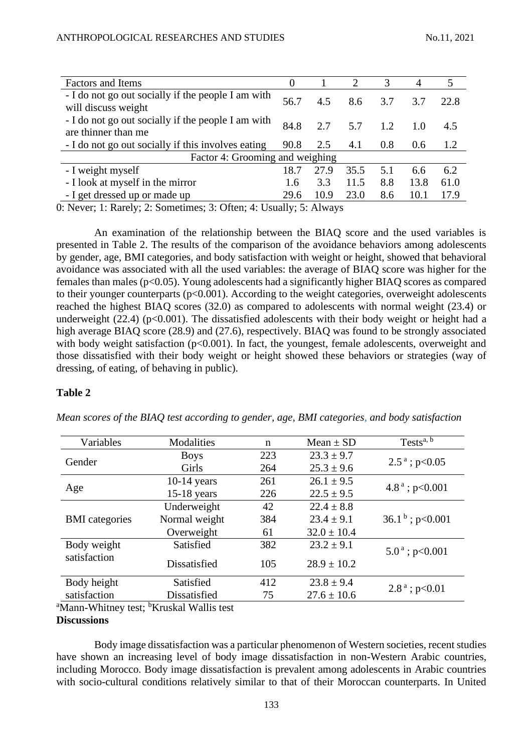| Factors and Items | 0 | 1 | 2 | 3 | 4 | 5 |
|---|---|---|---|---|---|---|
| - I do not go out socially if the people I am with will discuss weight | 56.7 | 4.5 | 8.6 | 3.7 | 3.7 | 22.8 |
| - I do not go out socially if the people I am with are thinner than me | 84.8 | 2.7 | 5.7 | 1.2 | 1.0 | 4.5 |
| - I do not go out socially if this involves eating | 90.8 | 2.5 | 4.1 | 0.8 | 0.6 | 1.2 |
| Factor 4: Grooming and weighing | | | | | | |
| - I weight myself | 18.7 | 27.9 | 35.5 | 5.1 | 6.6 | 6.2 |
| - I look at myself in the mirror | 1.6 | 3.3 | 11.5 | 8.8 | 13.8 | 61.0 |
| - I get dressed up or made up | 29.6 | 10.9 | 23.0 | 8.6 | 10.1 | 17.9 |

0: Never; 1: Rarely; 2: Sometimes; 3: Often; 4: Usually; 5: Always

An examination of the relationship between the BIAQ score and the used variables is presented in Table 2. The results of the comparison of the avoidance behaviors among adolescents by gender, age, BMI categories, and body satisfaction with weight or height, showed that behavioral avoidance was associated with all the used variables: the average of BIAQ score was higher for the females than males ($p<0.05$). Young adolescents had a significantly higher BIAQ scores as compared to their younger counterparts ($p<0.001$). According to the weight categories, overweight adolescents reached the highest BIAQ scores (32.0) as compared to adolescents with normal weight (23.4) or underweight (22.4) ($p<0.001$). The dissatisfied adolescents with their body weight or height had a high average BIAQ score (28.9) and (27.6), respectively. BIAQ was found to be strongly associated with body weight satisfaction ($p<0.001$). In fact, the youngest, female adolescents, overweight and those dissatisfied with their body weight or height showed these behaviors or strategies (way of dressing, of eating, of behaving in public).

**Table 2**

*Mean scores of the BIAQ test according to gender, age, BMI categories, and body satisfaction*

| Variables | Modalities | n | Mean ± SD | Tests[a, b] |
|---|---|---|---|---|
| Gender | Boys | 223 | 23.3 ± 9.7 | 2.5[a] ; $p<0.05$ |
| | Girls | 264 | 25.3 ± 9.6 | |
| Age | 10-14 years | 261 | 26.1 ± 9.5 | 4.8[a] ; $p<0.001$ |
| | 15-18 years | 226 | 22.5 ± 9.5 | |
| BMI categories | Underweight | 42 | 22.4 ± 8.8 | 36.1[b] ; $p<0.001$ |
| | Normal weight | 384 | 23.4 ± 9.1 | |
| | Overweight | 61 | 32.0 ± 10.4 | |
| Body weight satisfaction | Satisfied | 382 | 23.2 ± 9.1 | 5.0[a] ; $p<0.001$ |
| | Dissatisfied | 105 | 28.9 ± 10.2 | |
| Body height satisfaction | Satisfied | 412 | 23.8 ± 9.4 | 2.8[a] ; $p<0.01$ |
| | Dissatisfied | 75 | 27.6 ± 10.6 | |

[a]Mann-Whitney test; [b]Kruskal Wallis test

**Discussions**

Body image dissatisfaction was a particular phenomenon of Western societies, recent studies have shown an increasing level of body image dissatisfaction in non-Western Arabic countries, including Morocco. Body image dissatisfaction is prevalent among adolescents in Arabic countries with socio-cultural conditions relatively similar to that of their Moroccan counterparts. In United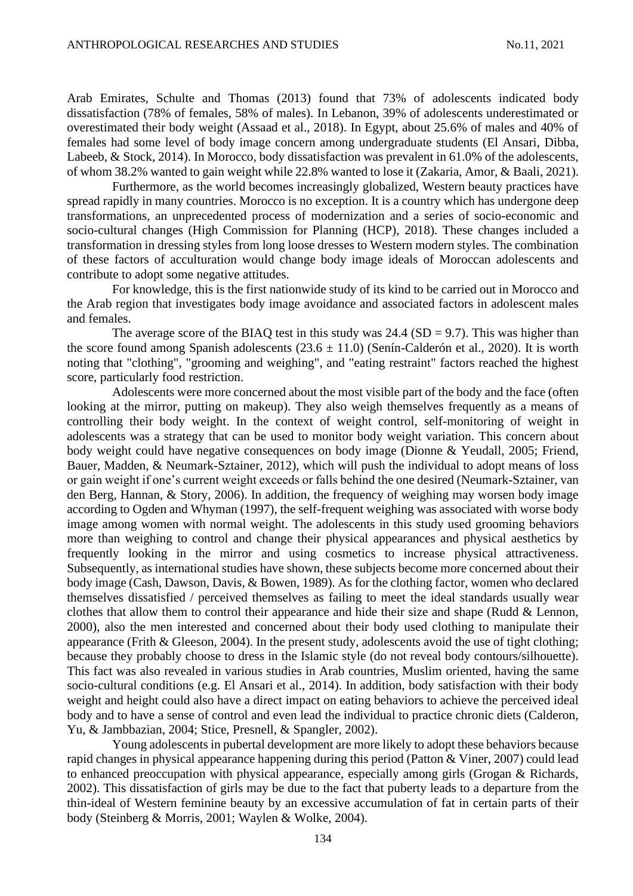Arab Emirates, Schulte and Thomas (2013) found that 73% of adolescents indicated body dissatisfaction (78% of females, 58% of males). In Lebanon, 39% of adolescents underestimated or overestimated their body weight (Assaad et al., 2018). In Egypt, about 25.6% of males and 40% of females had some level of body image concern among undergraduate students (El Ansari, Dibba, Labeeb, & Stock, 2014). In Morocco, body dissatisfaction was prevalent in 61.0% of the adolescents, of whom 38.2% wanted to gain weight while 22.8% wanted to lose it (Zakaria, Amor, & Baali, 2021).

Furthermore, as the world becomes increasingly globalized, Western beauty practices have spread rapidly in many countries. Morocco is no exception. It is a country which has undergone deep transformations, an unprecedented process of modernization and a series of socio-economic and socio-cultural changes (High Commission for Planning (HCP), 2018). These changes included a transformation in dressing styles from long loose dresses to Western modern styles. The combination of these factors of acculturation would change body image ideals of Moroccan adolescents and contribute to adopt some negative attitudes.

For knowledge, this is the first nationwide study of its kind to be carried out in Morocco and the Arab region that investigates body image avoidance and associated factors in adolescent males and females.

The average score of the BIAQ test in this study was 24.4 (SD = 9.7). This was higher than the score found among Spanish adolescents (23.6 ± 11.0) (Senín-Calderón et al., 2020). It is worth noting that "clothing", "grooming and weighing", and "eating restraint" factors reached the highest score, particularly food restriction.

Adolescents were more concerned about the most visible part of the body and the face (often looking at the mirror, putting on makeup). They also weigh themselves frequently as a means of controlling their body weight. In the context of weight control, self-monitoring of weight in adolescents was a strategy that can be used to monitor body weight variation. This concern about body weight could have negative consequences on body image (Dionne & Yeudall, 2005; Friend, Bauer, Madden, & Neumark-Sztainer, 2012), which will push the individual to adopt means of loss or gain weight if one's current weight exceeds or falls behind the one desired (Neumark-Sztainer, van den Berg, Hannan, & Story, 2006). In addition, the frequency of weighing may worsen body image according to Ogden and Whyman (1997), the self-frequent weighing was associated with worse body image among women with normal weight. The adolescents in this study used grooming behaviors more than weighing to control and change their physical appearances and physical aesthetics by frequently looking in the mirror and using cosmetics to increase physical attractiveness. Subsequently, as international studies have shown, these subjects become more concerned about their body image (Cash, Dawson, Davis, & Bowen, 1989). As for the clothing factor, women who declared themselves dissatisfied / perceived themselves as failing to meet the ideal standards usually wear clothes that allow them to control their appearance and hide their size and shape (Rudd & Lennon, 2000), also the men interested and concerned about their body used clothing to manipulate their appearance (Frith & Gleeson, 2004). In the present study, adolescents avoid the use of tight clothing; because they probably choose to dress in the Islamic style (do not reveal body contours/silhouette). This fact was also revealed in various studies in Arab countries, Muslim oriented, having the same socio-cultural conditions (e.g. El Ansari et al., 2014). In addition, body satisfaction with their body weight and height could also have a direct impact on eating behaviors to achieve the perceived ideal body and to have a sense of control and even lead the individual to practice chronic diets (Calderon, Yu, & Jambbazian, 2004; Stice, Presnell, & Spangler, 2002).

Young adolescents in pubertal development are more likely to adopt these behaviors because rapid changes in physical appearance happening during this period (Patton & Viner, 2007) could lead to enhanced preoccupation with physical appearance, especially among girls (Grogan & Richards, 2002). This dissatisfaction of girls may be due to the fact that puberty leads to a departure from the thin-ideal of Western feminine beauty by an excessive accumulation of fat in certain parts of their body (Steinberg & Morris, 2001; Waylen & Wolke, 2004).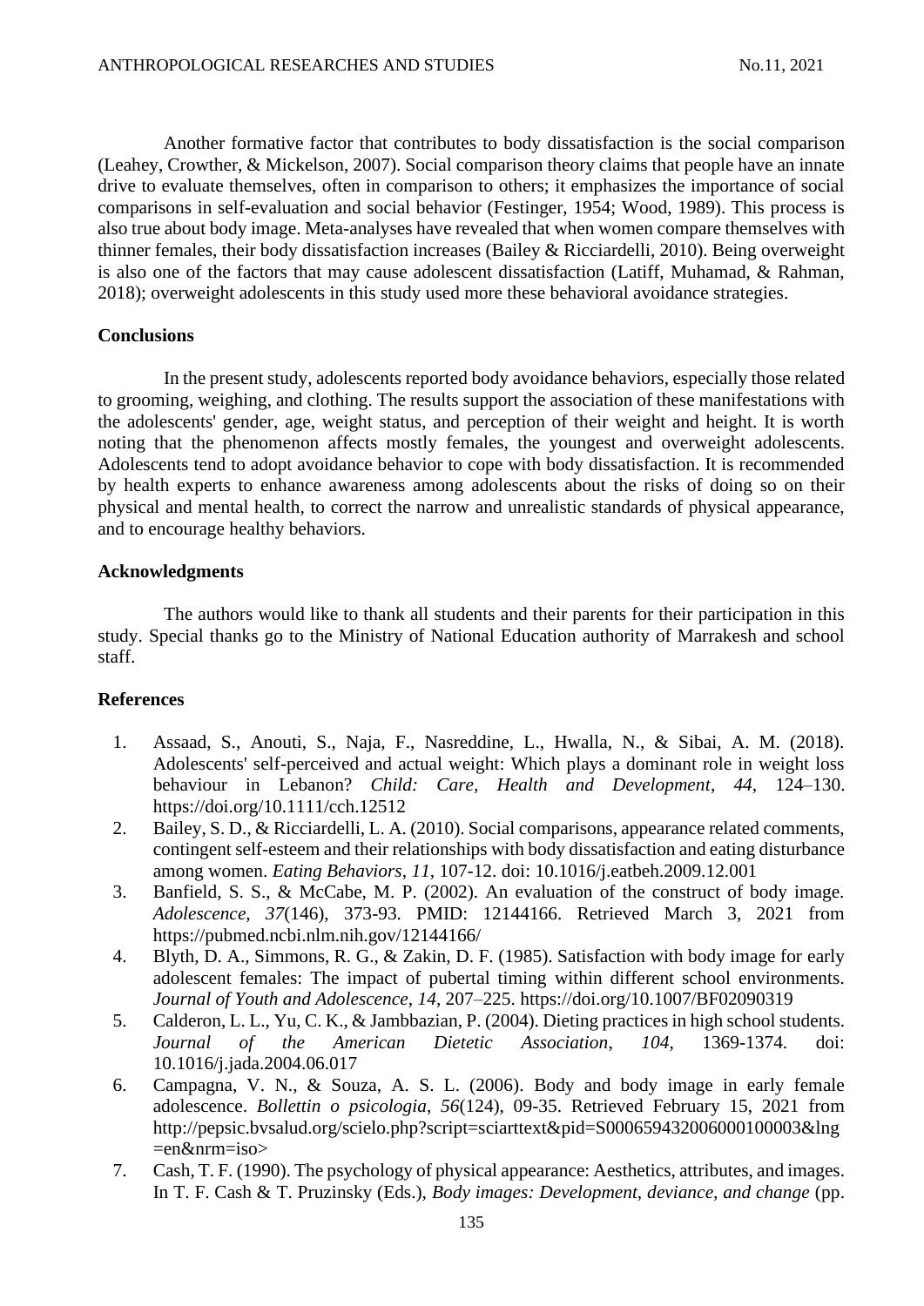Another formative factor that contributes to body dissatisfaction is the social comparison (Leahey, Crowther, & Mickelson, 2007). Social comparison theory claims that people have an innate drive to evaluate themselves, often in comparison to others; it emphasizes the importance of social comparisons in self-evaluation and social behavior (Festinger, 1954; Wood, 1989). This process is also true about body image. Meta-analyses have revealed that when women compare themselves with thinner females, their body dissatisfaction increases (Bailey & Ricciardelli, 2010). Being overweight is also one of the factors that may cause adolescent dissatisfaction (Latiff, Muhamad, & Rahman, 2018); overweight adolescents in this study used more these behavioral avoidance strategies.

## Conclusions

In the present study, adolescents reported body avoidance behaviors, especially those related to grooming, weighing, and clothing. The results support the association of these manifestations with the adolescents' gender, age, weight status, and perception of their weight and height. It is worth noting that the phenomenon affects mostly females, the youngest and overweight adolescents. Adolescents tend to adopt avoidance behavior to cope with body dissatisfaction. It is recommended by health experts to enhance awareness among adolescents about the risks of doing so on their physical and mental health, to correct the narrow and unrealistic standards of physical appearance, and to encourage healthy behaviors.

## Acknowledgments

The authors would like to thank all students and their parents for their participation in this study. Special thanks go to the Ministry of National Education authority of Marrakesh and school staff.

## References

1. Assaad, S., Anouti, S., Naja, F., Nasreddine, L., Hwalla, N., & Sibai, A. M. (2018). Adolescents' self-perceived and actual weight: Which plays a dominant role in weight loss behaviour in Lebanon? *Child: Care, Health and Development*, *44*, 124–130. https://doi.org/10.1111/cch.12512
2. Bailey, S. D., & Ricciardelli, L. A. (2010). Social comparisons, appearance related comments, contingent self-esteem and their relationships with body dissatisfaction and eating disturbance among women. *Eating Behaviors*, *11*, 107-12. doi: 10.1016/j.eatbeh.2009.12.001
3. Banfield, S. S., & McCabe, M. P. (2002). An evaluation of the construct of body image. *Adolescence*, *37*(146), 373-93. PMID: 12144166. Retrieved March 3, 2021 from https://pubmed.ncbi.nlm.nih.gov/12144166/
4. Blyth, D. A., Simmons, R. G., & Zakin, D. F. (1985). Satisfaction with body image for early adolescent females: The impact of pubertal timing within different school environments. *Journal of Youth and Adolescence*, *14*, 207–225. https://doi.org/10.1007/BF02090319
5. Calderon, L. L., Yu, C. K., & Jambbazian, P. (2004). Dieting practices in high school students. *Journal of the American Dietetic Association*, *104*, 1369-1374. doi: 10.1016/j.jada.2004.06.017
6. Campagna, V. N., & Souza, A. S. L. (2006). Body and body image in early female adolescence. *Bollettin o psicologia*, *56*(124), 09-35. Retrieved February 15, 2021 from http://pepsic.bvsalud.org/scielo.php?script=sciarttext&pid=S000659432006000100003&lng=en&nrm=iso>
7. Cash, T. F. (1990). The psychology of physical appearance: Aesthetics, attributes, and images. In T. F. Cash & T. Pruzinsky (Eds.), *Body images: Development, deviance, and change* (pp.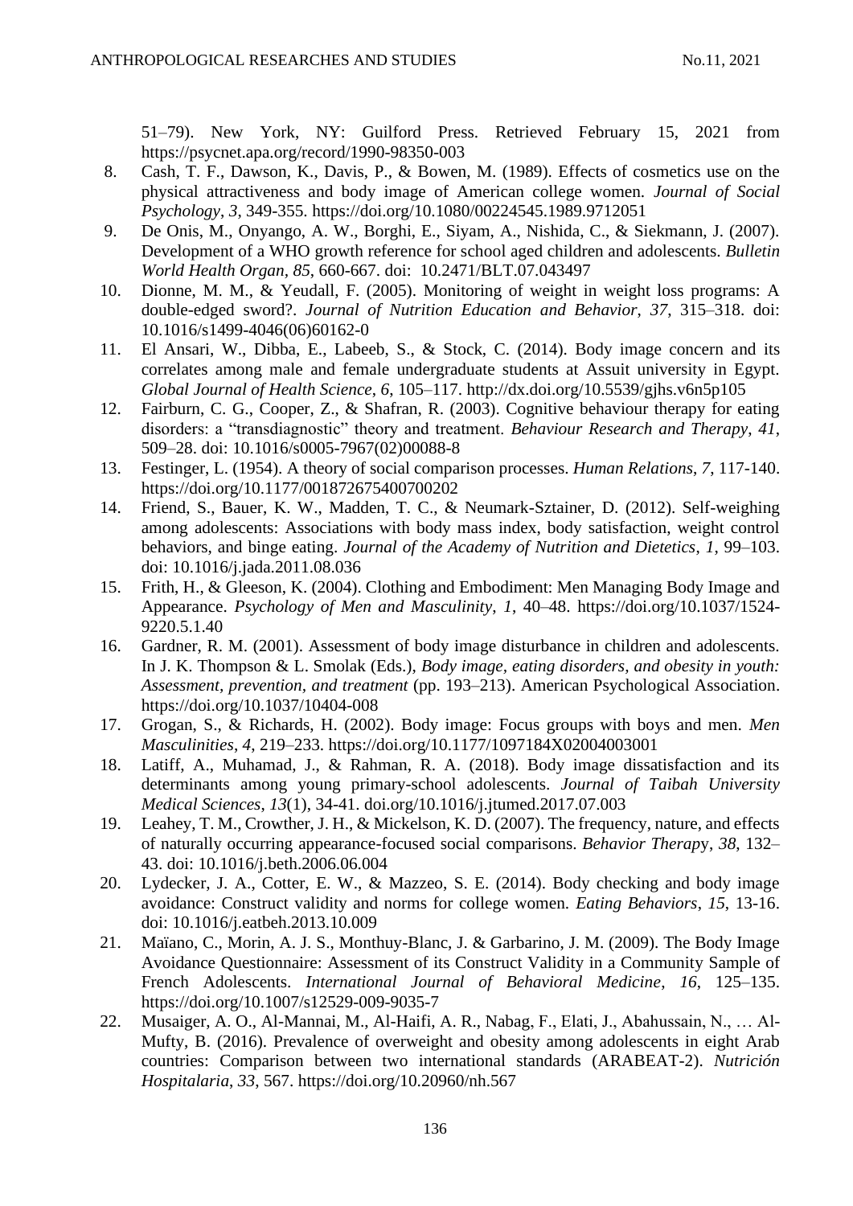51–79). New York, NY: Guilford Press. Retrieved February 15, 2021 from https://psycnet.apa.org/record/1990-98350-003

8. Cash, T. F., Dawson, K., Davis, P., & Bowen, M. (1989). Effects of cosmetics use on the physical attractiveness and body image of American college women. *Journal of Social Psychology*, *3*, 349-355. https://doi.org/10.1080/00224545.1989.9712051
9. De Onis, M., Onyango, A. W., Borghi, E., Siyam, A., Nishida, C., & Siekmann, J. (2007). Development of a WHO growth reference for school aged children and adolescents. *Bulletin World Health Organ*, *85*, 660-667. doi: 10.2471/BLT.07.043497
10. Dionne, M. M., & Yeudall, F. (2005). Monitoring of weight in weight loss programs: A double-edged sword?. *Journal of Nutrition Education and Behavior*, *37*, 315–318. doi: 10.1016/s1499-4046(06)60162-0
11. El Ansari, W., Dibba, E., Labeeb, S., & Stock, C. (2014). Body image concern and its correlates among male and female undergraduate students at Assuit university in Egypt. *Global Journal of Health Science*, *6*, 105–117. http://dx.doi.org/10.5539/gjhs.v6n5p105
12. Fairburn, C. G., Cooper, Z., & Shafran, R. (2003). Cognitive behaviour therapy for eating disorders: a "transdiagnostic" theory and treatment. *Behaviour Research and Therapy*, *41*, 509–28. doi: 10.1016/s0005-7967(02)00088-8
13. Festinger, L. (1954). A theory of social comparison processes. *Human Relations*, *7*, 117-140. https://doi.org/10.1177/001872675400700202
14. Friend, S., Bauer, K. W., Madden, T. C., & Neumark-Sztainer, D. (2012). Self-weighing among adolescents: Associations with body mass index, body satisfaction, weight control behaviors, and binge eating. *Journal of the Academy of Nutrition and Dietetics*, *1*, 99–103. doi: 10.1016/j.jada.2011.08.036
15. Frith, H., & Gleeson, K. (2004). Clothing and Embodiment: Men Managing Body Image and Appearance. *Psychology of Men and Masculinity*, *1*, 40–48. https://doi.org/10.1037/1524-9220.5.1.40
16. Gardner, R. M. (2001). Assessment of body image disturbance in children and adolescents. In J. K. Thompson & L. Smolak (Eds.), *Body image, eating disorders, and obesity in youth: Assessment, prevention, and treatment* (pp. 193–213). American Psychological Association. https://doi.org/10.1037/10404-008
17. Grogan, S., & Richards, H. (2002). Body image: Focus groups with boys and men. *Men Masculinities*, *4*, 219–233. https://doi.org/10.1177/1097184X02004003001
18. Latiff, A., Muhamad, J., & Rahman, R. A. (2018). Body image dissatisfaction and its determinants among young primary-school adolescents. *Journal of Taibah University Medical Sciences*, *13*(1), 34-41. doi.org/10.1016/j.jtumed.2017.07.003
19. Leahey, T. M., Crowther, J. H., & Mickelson, K. D. (2007). The frequency, nature, and effects of naturally occurring appearance-focused social comparisons. *Behavior Therapy*, *38*, 132–43. doi: 10.1016/j.beth.2006.06.004
20. Lydecker, J. A., Cotter, E. W., & Mazzeo, S. E. (2014). Body checking and body image avoidance: Construct validity and norms for college women. *Eating Behaviors*, *15*, 13-16. doi: 10.1016/j.eatbeh.2013.10.009
21. Maïano, C., Morin, A. J. S., Monthuy-Blanc, J. & Garbarino, J. M. (2009). The Body Image Avoidance Questionnaire: Assessment of its Construct Validity in a Community Sample of French Adolescents. *International Journal of Behavioral Medicine*, *16*, 125–135. https://doi.org/10.1007/s12529-009-9035-7
22. Musaiger, A. O., Al-Mannai, M., Al-Haifi, A. R., Nabag, F., Elati, J., Abahussain, N., … Al-Mufty, B. (2016). Prevalence of overweight and obesity among adolescents in eight Arab countries: Comparison between two international standards (ARABEAT-2). *Nutrición Hospitalaria*, *33*, 567. https://doi.org/10.20960/nh.567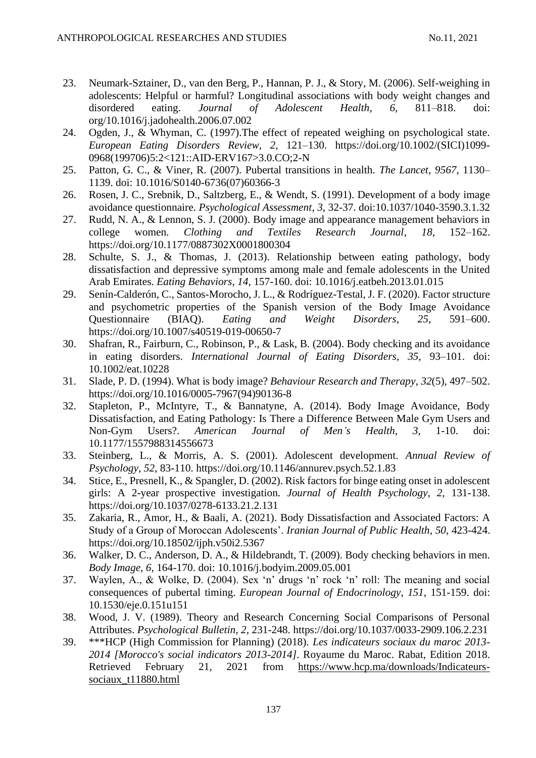23. Neumark-Sztainer, D., van den Berg, P., Hannan, P. J., & Story, M. (2006). Self-weighing in adolescents: Helpful or harmful? Longitudinal associations with body weight changes and disordered eating. *Journal of Adolescent Health*, *6*, 811–818. doi: org/10.1016/j.jadohealth.2006.07.002
24. Ogden, J., & Whyman, C. (1997).The effect of repeated weighing on psychological state. *European Eating Disorders Review*, *2*, 121–130. https://doi.org/10.1002/(SICI)1099-0968(199706)5:2<121::AID-ERV167>3.0.CO;2-N
25. Patton, G. C., & Viner, R. (2007). Pubertal transitions in health. *The Lancet*, *9567*, 1130–1139. doi: 10.1016/S0140-6736(07)60366-3
26. Rosen, J. C., Srebnik, D., Saltzberg, E., & Wendt, S. (1991). Development of a body image avoidance questionnaire. *Psychological Assessment*, *3*, 32-37. doi:10.1037/1040-3590.3.1.32
27. Rudd, N. A., & Lennon, S. J. (2000). Body image and appearance management behaviors in college women. *Clothing and Textiles Research Journal*, *18*, 152–162. https://doi.org/10.1177/0887302X0001800304
28. Schulte, S. J., & Thomas, J. (2013). Relationship between eating pathology, body dissatisfaction and depressive symptoms among male and female adolescents in the United Arab Emirates. *Eating Behaviors*, *14*, 157-160. doi: 10.1016/j.eatbeh.2013.01.015
29. Senín-Calderón, C., Santos-Morocho, J. L., & Rodríguez-Testal, J. F. (2020). Factor structure and psychometric properties of the Spanish version of the Body Image Avoidance Questionnaire (BIAQ). *Eating and Weight Disorders*, *25*, 591–600. https://doi.org/10.1007/s40519-019-00650-7
30. Shafran, R., Fairburn, C., Robinson, P., & Lask, B. (2004). Body checking and its avoidance in eating disorders. *International Journal of Eating Disorders*, *35*, 93–101. doi: 10.1002/eat.10228
31. Slade, P. D. (1994). What is body image? *Behaviour Research and Therapy*, *32*(5), 497–502. https://doi.org/10.1016/0005-7967(94)90136-8
32. Stapleton, P., McIntyre, T., & Bannatyne, A. (2014). Body Image Avoidance, Body Dissatisfaction, and Eating Pathology: Is There a Difference Between Male Gym Users and Non-Gym Users?. *American Journal of Men's Health*, *3*, 1-10. doi: 10.1177/1557988314556673
33. Steinberg, L., & Morris, A. S. (2001). Adolescent development. *Annual Review of Psychology*, *52*, 83-110. https://doi.org/10.1146/annurev.psych.52.1.83
34. Stice, E., Presnell, K., & Spangler, D. (2002). Risk factors for binge eating onset in adolescent girls: A 2-year prospective investigation. *Journal of Health Psychology*, *2*, 131-138. https://doi.org/10.1037/0278-6133.21.2.131
35. Zakaria, R., Amor, H., & Baali, A. (2021). Body Dissatisfaction and Associated Factors: A Study of a Group of Moroccan Adolescents'. *Iranian Journal of Public Health*, *50*, 423-424. https://doi.org/10.18502/ijph.v50i2.5367
36. Walker, D. C., Anderson, D. A., & Hildebrandt, T. (2009). Body checking behaviors in men. *Body Image*, *6*, 164-170. doi: 10.1016/j.bodyim.2009.05.001
37. Waylen, A., & Wolke, D. (2004). Sex 'n' drugs 'n' rock 'n' roll: The meaning and social consequences of pubertal timing. *European Journal of Endocrinology*, *151*, 151-159. doi: 10.1530/eje.0.151u151
38. Wood, J. V. (1989). Theory and Research Concerning Social Comparisons of Personal Attributes. *Psychological Bulletin*, *2*, 231-248. https://doi.org/10.1037/0033-2909.106.2.231
39. ***HCP (High Commission for Planning) (2018). *Les indicateurs sociaux du maroc 2013-2014 [Morocco's social indicators 2013-2014]*. Royaume du Maroc. Rabat, Edition 2018. Retrieved February 21, 2021 from https://www.hcp.ma/downloads/Indicateurs-sociaux_t11880.html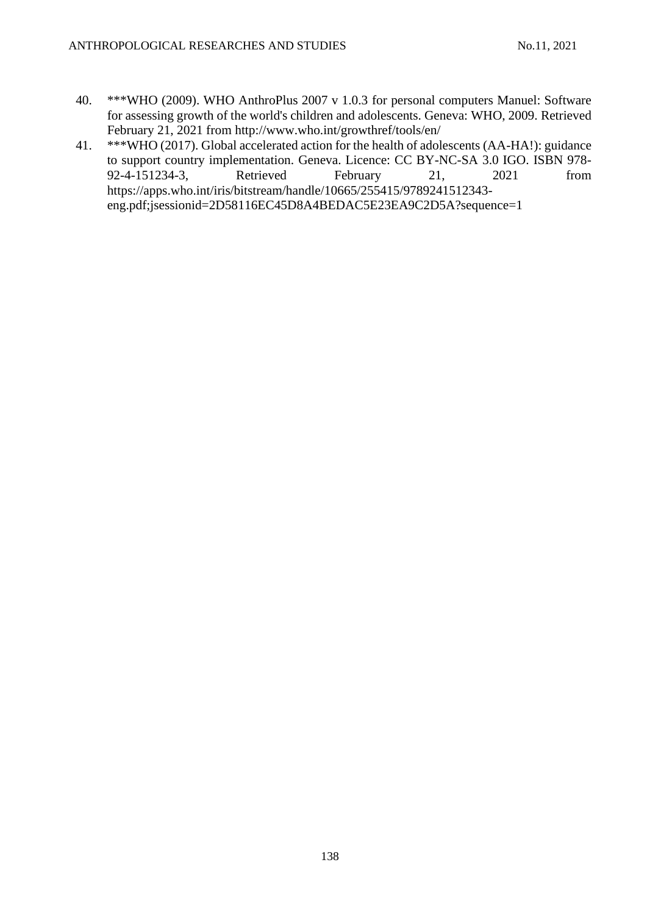40. ***WHO (2009). WHO AnthroPlus 2007 v 1.0.3 for personal computers Manuel: Software for assessing growth of the world's children and adolescents. Geneva: WHO, 2009. Retrieved February 21, 2021 from http://www.who.int/growthref/tools/en/
41. ***WHO (2017). Global accelerated action for the health of adolescents (AA-HA!): guidance to support country implementation. Geneva. Licence: CC BY-NC-SA 3.0 IGO. ISBN 978-92-4-151234-3, Retrieved February 21, 2021 from https://apps.who.int/iris/bitstream/handle/10665/255415/9789241512343-eng.pdf;jsessionid=2D58116EC45D8A4BEDAC5E23EA9C2D5A?sequence=1